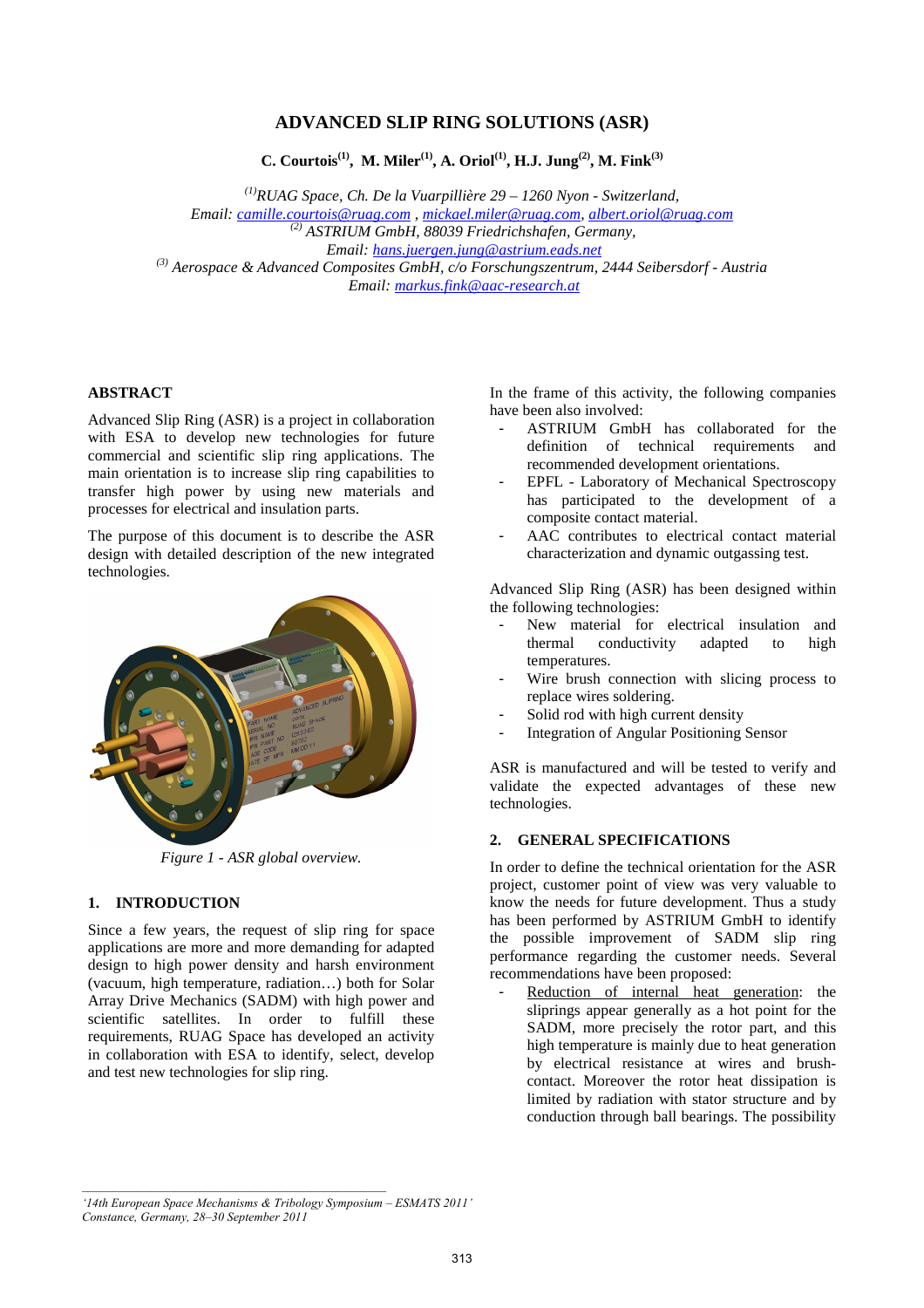# ADVANCED SLIP RING SOLUTIONS (ASR)

**C. Courtois[1], M. Miler[1], A. Oriol[1], H.J. Jung[2], M. Fink[3]**

*[1]RUAG Space, Ch. De la Vuarpillière 29 – 1260 Nyon - Switzerland,*
*Email: camille.courtois@ruag.com , mickael.miler@ruag.com, albert.oriol@ruag.com*
*[2] ASTRIUM GmbH, 88039 Friedrichshafen, Germany,*
*Email: hans.juergen.jung@astrium.eads.net*
*[3] Aerospace & Advanced Composites GmbH, c/o Forschungszentrum, 2444 Seibersdorf - Austria*
*Email: markus.fink@aac-research.at*

## ABSTRACT

Advanced Slip Ring (ASR) is a project in collaboration with ESA to develop new technologies for future commercial and scientific slip ring applications. The main orientation is to increase slip ring capabilities to transfer high power by using new materials and processes for electrical and insulation parts.

The purpose of this document is to describe the ASR design with detailed description of the new integrated technologies.

*Figure 1 - ASR global overview.*

## 1. INTRODUCTION

Since a few years, the request of slip ring for space applications are more and more demanding for adapted design to high power density and harsh environment (vacuum, high temperature, radiation…) both for Solar Array Drive Mechanics (SADM) with high power and scientific satellites. In order to fulfill these requirements, RUAG Space has developed an activity in collaboration with ESA to identify, select, develop and test new technologies for slip ring.

In the frame of this activity, the following companies have been also involved:

- ASTRIUM GmbH has collaborated for the definition of technical requirements and recommended development orientations.
- EPFL - Laboratory of Mechanical Spectroscopy has participated to the development of a composite contact material.
- AAC contributes to electrical contact material characterization and dynamic outgassing test.

Advanced Slip Ring (ASR) has been designed within the following technologies:

- New material for electrical insulation and thermal conductivity adapted to high temperatures.
- Wire brush connection with slicing process to replace wires soldering.
- Solid rod with high current density
- Integration of Angular Positioning Sensor

ASR is manufactured and will be tested to verify and validate the expected advantages of these new technologies.

## 2. GENERAL SPECIFICATIONS

In order to define the technical orientation for the ASR project, customer point of view was very valuable to know the needs for future development. Thus a study has been performed by ASTRIUM GmbH to identify the possible improvement of SADM slip ring performance regarding the customer needs. Several recommendations have been proposed:

- Reduction of internal heat generation: the sliprings appear generally as a hot point for the SADM, more precisely the rotor part, and this high temperature is mainly due to heat generation by electrical resistance at wires and brush-contact. Moreover the rotor heat dissipation is limited by radiation with stator structure and by conduction through ball bearings. The possibility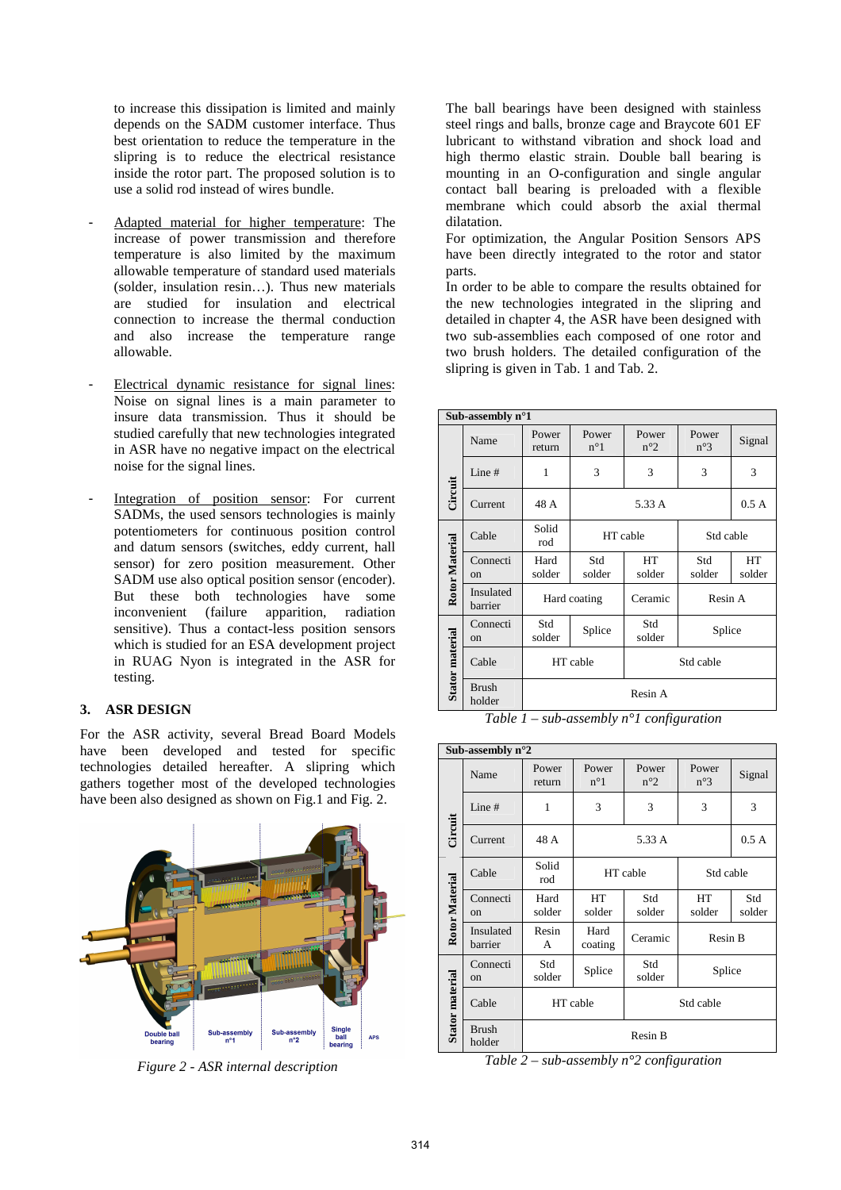to increase this dissipation is limited and mainly depends on the SADM customer interface. Thus best orientation to reduce the temperature in the slipring is to reduce the electrical resistance inside the rotor part. The proposed solution is to use a solid rod instead of wires bundle.

- Adapted material for higher temperature: The increase of power transmission and therefore temperature is also limited by the maximum allowable temperature of standard used materials (solder, insulation resin…). Thus new materials are studied for insulation and electrical connection to increase the thermal conduction and also increase the temperature range allowable.

- Electrical dynamic resistance for signal lines: Noise on signal lines is a main parameter to insure data transmission. Thus it should be studied carefully that new technologies integrated in ASR have no negative impact on the electrical noise for the signal lines.

- Integration of position sensor: For current SADMs, the used sensors technologies is mainly potentiometers for continuous position control and datum sensors (switches, eddy current, hall sensor) for zero position measurement. Other SADM use also optical position sensor (encoder). But these both technologies have some inconvenient (failure apparition, radiation sensitive). Thus a contact-less position sensors which is studied for an ESA development project in RUAG Nyon is integrated in the ASR for testing.

## 3. ASR DESIGN

For the ASR activity, several Bread Board Models have been developed and tested for specific technologies detailed hereafter. A slipring which gathers together most of the developed technologies have been also designed as shown on Fig.1 and Fig. 2.

Figure 2 - ASR internal description

The ball bearings have been designed with stainless steel rings and balls, bronze cage and Braycote 601 EF lubricant to withstand vibration and shock load and high thermo elastic strain. Double ball bearing is mounting in an O-configuration and single angular contact ball bearing is preloaded with a flexible membrane which could absorb the axial thermal dilatation.

For optimization, the Angular Position Sensors APS have been directly integrated to the rotor and stator parts.

In order to be able to compare the results obtained for the new technologies integrated in the slipring and detailed in chapter 4, the ASR have been designed with two sub-assemblies each composed of one rotor and two brush holders. The detailed configuration of the slipring is given in Tab. 1 and Tab. 2.

| Sub-assembly n°1 | | | | | | |
|---|---|---|---|---|---|---|
| Circuit | Name | Power return | Power n°1 | Power n°2 | Power n°3 | Signal |
| | Line # | 1 | 3 | 3 | 3 | 3 |
| | Current | 48 A | 5.33 A | | | 0.5 A |
| Rotor Material | Cable | Solid rod | HT cable | | Std cable | |
| | Connection | Hard solder | Std solder | HT solder | Std solder | HT solder |
| | Insulated barrier | Hard coating | | Ceramic | Resin A | |
| Stator material | Connection | Std solder | Splice | Std solder | Splice | |
| | Cable | HT cable | | Std cable | | |
| | Brush holder | Resin A | | | | |

*Table 1 – sub-assembly n°1 configuration*

| Sub-assembly n°2 | | | | | | |
|---|---|---|---|---|---|---|
| Circuit | Name | Power return | Power n°1 | Power n°2 | Power n°3 | Signal |
| | Line # | 1 | 3 | 3 | 3 | 3 |
| | Current | 48 A | 5.33 A | | | 0.5 A |
| Rotor Material | Cable | Solid rod | HT cable | | Std cable | |
| | Connection | Hard solder | HT solder | Std solder | HT solder | Std solder |
| | Insulated barrier | Resin A | Hard coating | Ceramic | Resin B | |
| Stator material | Connection | Std solder | Splice | Std solder | Splice | |
| | Cable | HT cable | | Std cable | | |
| | Brush holder | Resin B | | | | |

*Table 2 – sub-assembly n°2 configuration*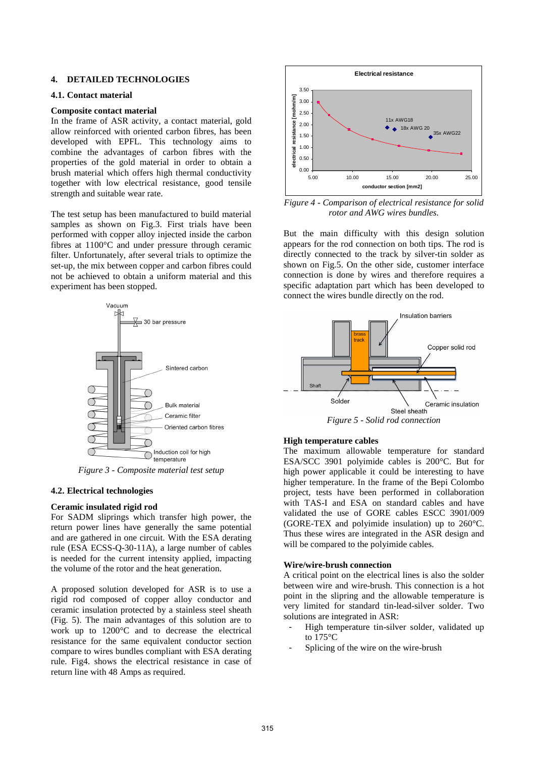## 4. DETAILED TECHNOLOGIES

### 4.1. Contact material

**Composite contact material**

In the frame of ASR activity, a contact material, gold allow reinforced with oriented carbon fibres, has been developed with EPFL. This technology aims to combine the advantages of carbon fibres with the properties of the gold material in order to obtain a brush material which offers high thermal conductivity together with low electrical resistance, good tensile strength and suitable wear rate.

The test setup has been manufactured to build material samples as shown on Fig.3. First trials have been performed with copper alloy injected inside the carbon fibres at 1100°C and under pressure through ceramic filter. Unfortunately, after several trials to optimize the set-up, the mix between copper and carbon fibres could not be achieved to obtain a uniform material and this experiment has been stopped.

*Figure 3 - Composite material test setup*

### 4.2. Electrical technologies

**Ceramic insulated rigid rod**

For SADM sliprings which transfer high power, the return power lines have generally the same potential and are gathered in one circuit. With the ESA derating rule (ESA ECSS-Q-30-11A), a large number of cables is needed for the current intensity applied, impacting the volume of the rotor and the heat generation.

A proposed solution developed for ASR is to use a rigid rod composed of copper alloy conductor and ceramic insulation protected by a stainless steel sheath (Fig. 5). The main advantages of this solution are to work up to 1200°C and to decrease the electrical resistance for the same equivalent conductor section compare to wires bundles compliant with ESA derating rule. Fig4. shows the electrical resistance in case of return line with 48 Amps as required.

*Figure 4 - Comparison of electrical resistance for solid rotor and AWG wires bundles.*

But the main difficulty with this design solution appears for the rod connection on both tips. The rod is directly connected to the track by silver-tin solder as shown on Fig.5. On the other side, customer interface connection is done by wires and therefore requires a specific adaptation part which has been developed to connect the wires bundle directly on the rod.

*Figure 5 - Solid rod connection*

**High temperature cables**

The maximum allowable temperature for standard ESA/SCC 3901 polyimide cables is 200°C. But for high power applicable it could be interesting to have higher temperature. In the frame of the Bepi Colombo project, tests have been performed in collaboration with TAS-I and ESA on standard cables and have validated the use of GORE cables ESCC 3901/009 (GORE-TEX and polyimide insulation) up to 260°C. Thus these wires are integrated in the ASR design and will be compared to the polyimide cables.

**Wire/wire-brush connection**

A critical point on the electrical lines is also the solder between wire and wire-brush. This connection is a hot point in the slipring and the allowable temperature is very limited for standard tin-lead-silver solder. Two solutions are integrated in ASR:

- High temperature tin-silver solder, validated up to 175°C
- Splicing of the wire on the wire-brush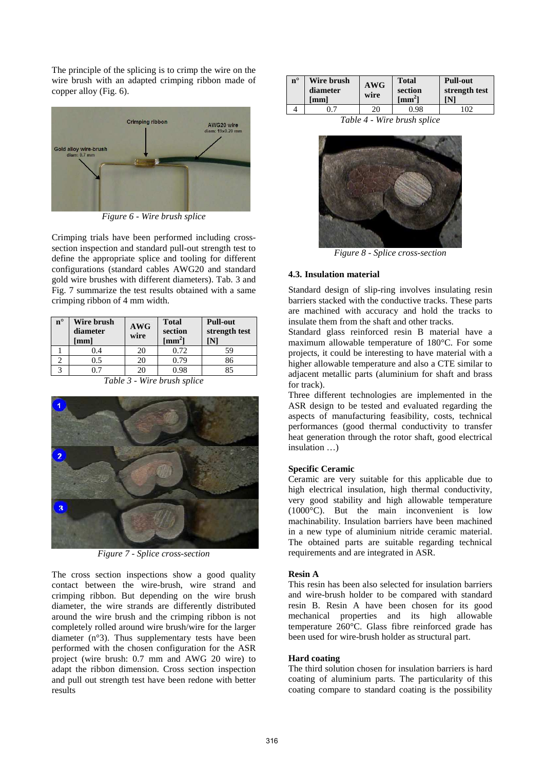The principle of the splicing is to crimp the wire on the wire brush with an adapted crimping ribbon made of copper alloy (Fig. 6).

*Figure 6 - Wire brush splice*

Crimping trials have been performed including cross-section inspection and standard pull-out strength test to define the appropriate splice and tooling for different configurations (standard cables AWG20 and standard gold wire brushes with different diameters). Tab. 3 and Fig. 7 summarize the test results obtained with a same crimping ribbon of 4 mm width.

| n° | Wire brush diameter [mm] | AWG wire | Total section [mm$^2$] | Pull-out strength test [N] |
|---|---|---|---|---|
| 1 | 0.4 | 20 | 0.72 | 59 |
| 2 | 0.5 | 20 | 0.79 | 86 |
| 3 | 0.7 | 20 | 0.98 | 85 |

*Table 3 - Wire brush splice*

*Figure 7 - Splice cross-section*

The cross section inspections show a good quality contact between the wire-brush, wire strand and crimping ribbon. But depending on the wire brush diameter, the wire strands are differently distributed around the wire brush and the crimping ribbon is not completely rolled around wire brush/wire for the larger diameter (n°3). Thus supplementary tests have been performed with the chosen configuration for the ASR project (wire brush: 0.7 mm and AWG 20 wire) to adapt the ribbon dimension. Cross section inspection and pull out strength test have been redone with better results

| n° | Wire brush diameter [mm] | AWG wire | Total section [mm$^2$] | Pull-out strength test [N] |
|---|---|---|---|---|
| 4 | 0.7 | 20 | 0.98 | 102 |

*Table 4 - Wire brush splice*

*Figure 8 - Splice cross-section*

### 4.3. Insulation material

Standard design of slip-ring involves insulating resin barriers stacked with the conductive tracks. These parts are machined with accuracy and hold the tracks to insulate them from the shaft and other tracks.

Standard glass reinforced resin B material have a maximum allowable temperature of 180°C. For some projects, it could be interesting to have material with a higher allowable temperature and also a CTE similar to adjacent metallic parts (aluminium for shaft and brass for track).

Three different technologies are implemented in the ASR design to be tested and evaluated regarding the aspects of manufacturing feasibility, costs, technical performances (good thermal conductivity to transfer heat generation through the rotor shaft, good electrical insulation …)

**Specific Ceramic**

Ceramic are very suitable for this applicable due to high electrical insulation, high thermal conductivity, very good stability and high allowable temperature (1000°C). But the main inconvenient is low machinability. Insulation barriers have been machined in a new type of aluminium nitride ceramic material. The obtained parts are suitable regarding technical requirements and are integrated in ASR.

**Resin A**

This resin has been also selected for insulation barriers and wire-brush holder to be compared with standard resin B. Resin A have been chosen for its good mechanical properties and its high allowable temperature 260°C. Glass fibre reinforced grade has been used for wire-brush holder as structural part.

**Hard coating**

The third solution chosen for insulation barriers is hard coating of aluminium parts. The particularity of this coating compare to standard coating is the possibility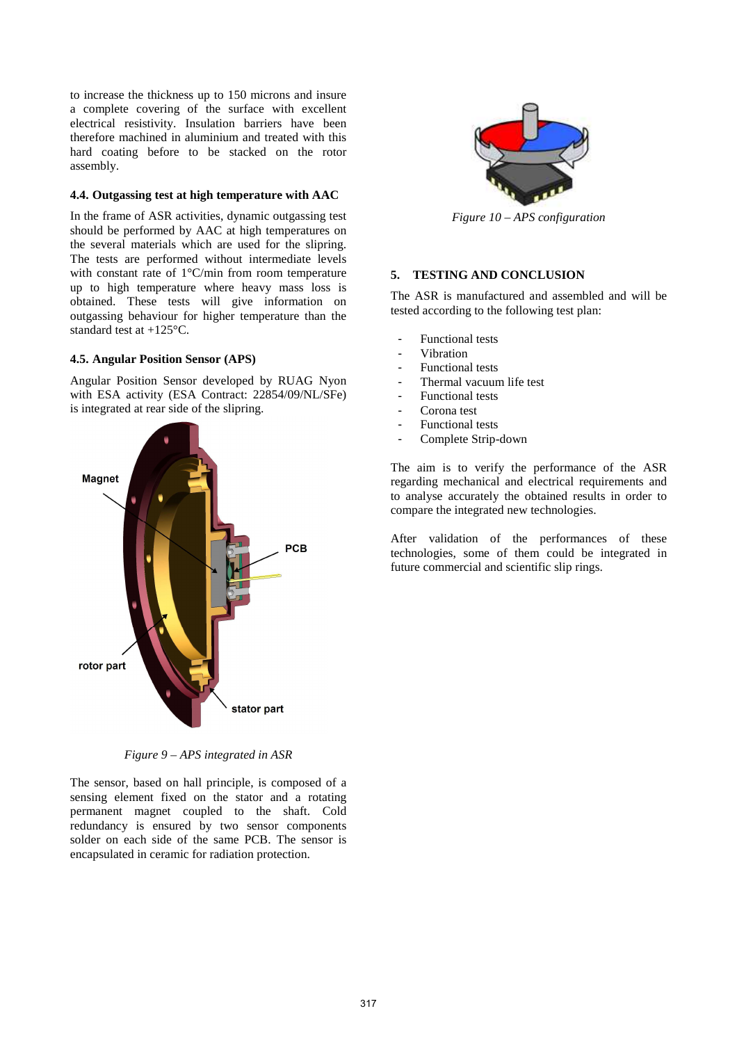to increase the thickness up to 150 microns and insure a complete covering of the surface with excellent electrical resistivity. Insulation barriers have been therefore machined in aluminium and treated with this hard coating before to be stacked on the rotor assembly.

### 4.4. Outgassing test at high temperature with AAC

In the frame of ASR activities, dynamic outgassing test should be performed by AAC at high temperatures on the several materials which are used for the slipring. The tests are performed without intermediate levels with constant rate of 1°C/min from room temperature up to high temperature where heavy mass loss is obtained. These tests will give information on outgassing behaviour for higher temperature than the standard test at +125°C.

### 4.5. Angular Position Sensor (APS)

Angular Position Sensor developed by RUAG Nyon with ESA activity (ESA Contract: 22854/09/NL/SFe) is integrated at rear side of the slipring.

Magnet

PCB

rotor part

stator part

*Figure 9 – APS integrated in ASR*

The sensor, based on hall principle, is composed of a sensing element fixed on the stator and a rotating permanent magnet coupled to the shaft. Cold redundancy is ensured by two sensor components solder on each side of the same PCB. The sensor is encapsulated in ceramic for radiation protection.

*Figure 10 – APS configuration*

## 5. TESTING AND CONCLUSION

The ASR is manufactured and assembled and will be tested according to the following test plan:

- Functional tests
- Vibration
- Functional tests
- Thermal vacuum life test
- Functional tests
- Corona test
- Functional tests
- Complete Strip-down

The aim is to verify the performance of the ASR regarding mechanical and electrical requirements and to analyse accurately the obtained results in order to compare the integrated new technologies.

After validation of the performances of these technologies, some of them could be integrated in future commercial and scientific slip rings.